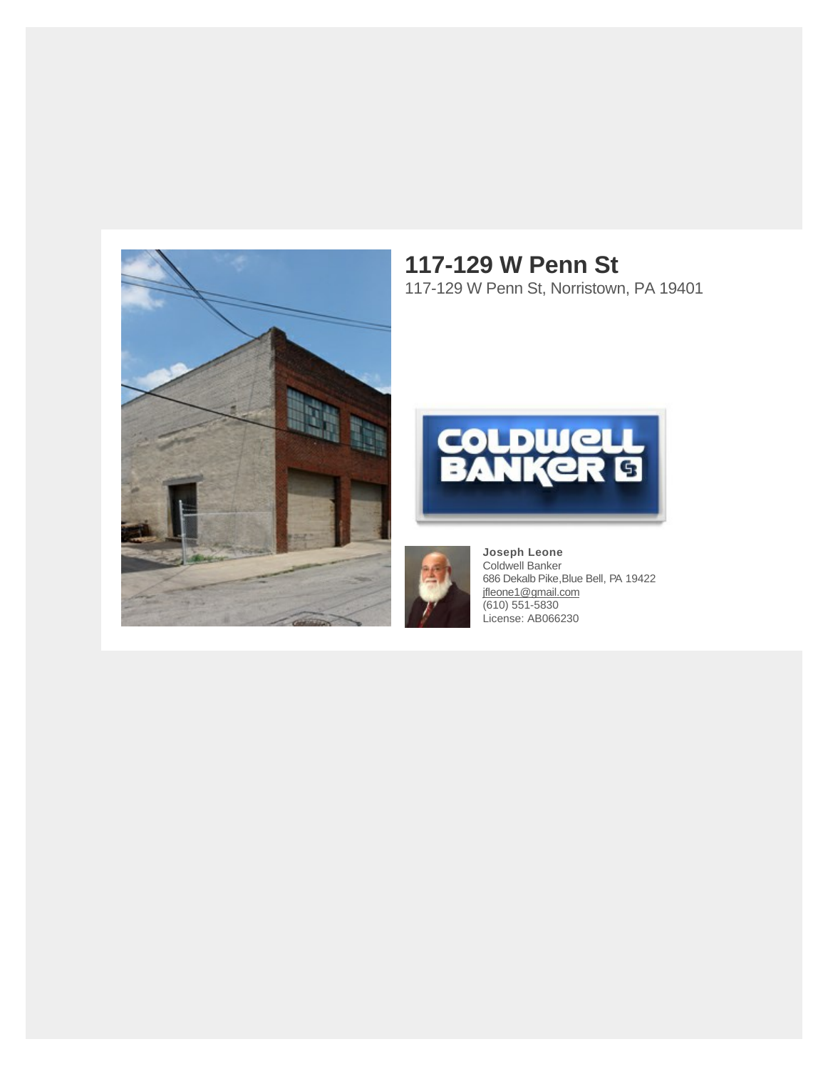# 117-129 W Penn St

117-129 W Penn St, Norristown, PA 19401

**Joseph Leone**
Coldwell Banker
686 Dekalb Pike,Blue Bell, PA 19422
jfleone1@gmail.com
(610) 551-5830
License: AB066230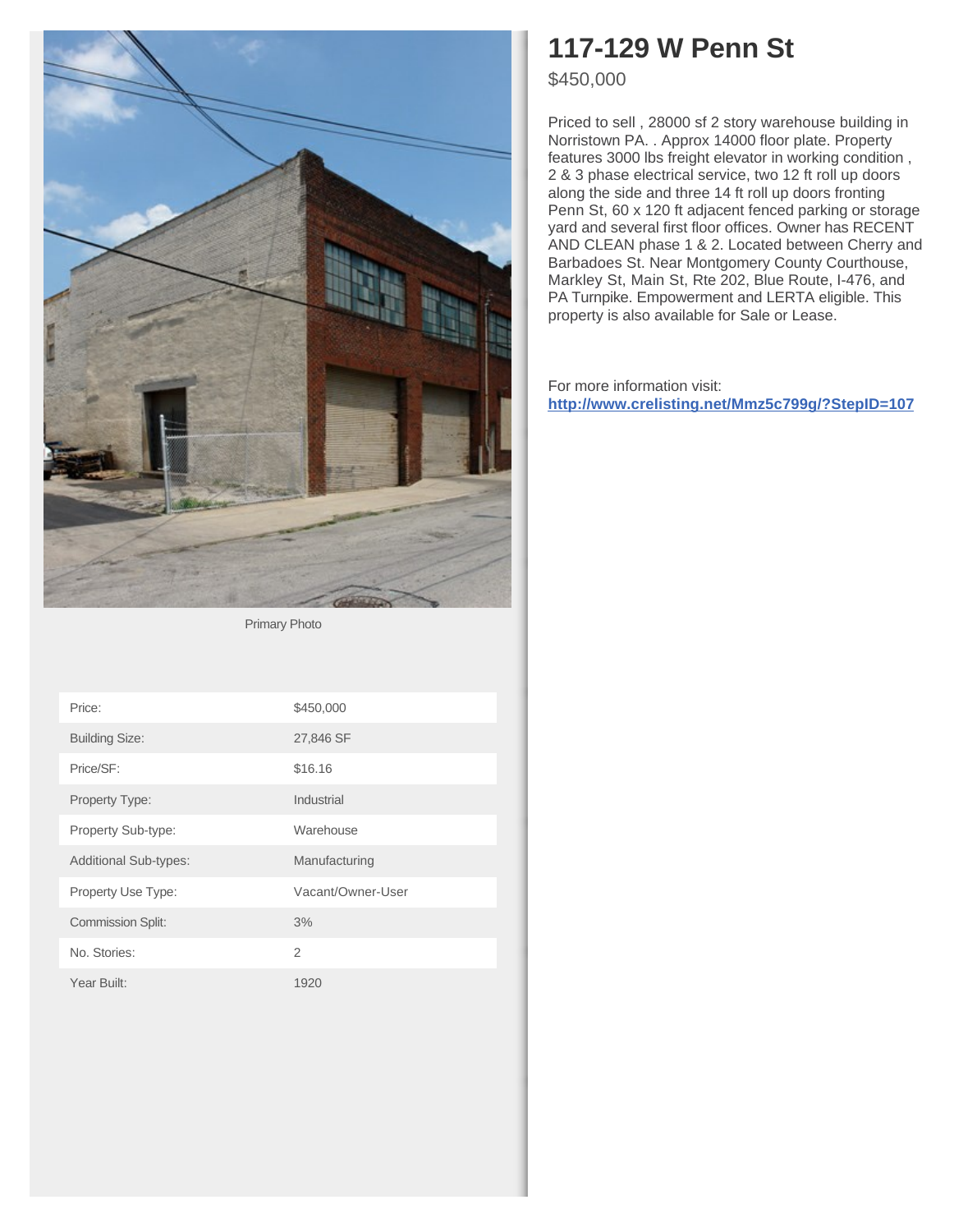# 117-129 W Penn St

$450,000

Priced to sell , 28000 sf 2 story warehouse building in Norristown PA. . Approx 14000 floor plate. Property features 3000 lbs freight elevator in working condition , 2 & 3 phase electrical service, two 12 ft roll up doors along the side and three 14 ft roll up doors fronting Penn St, 60 x 120 ft adjacent fenced parking or storage yard and several first floor offices. Owner has RECENT AND CLEAN phase 1 & 2. Located between Cherry and Barbadoes St. Near Montgomery County Courthouse, Markley St, Main St, Rte 202, Blue Route, I-476, and PA Turnpike. Empowerment and LERTA eligible. This property is also available for Sale or Lease.

For more information visit: **http://www.crelisting.net/Mmz5c799g/?StepID=107**

Primary Photo

| | |
|---|---|
| Price: | $450,000 |
| Building Size: | 27,846 SF |
| Price/SF: | $16.16 |
| Property Type: | Industrial |
| Property Sub-type: | Warehouse |
| Additional Sub-types: | Manufacturing |
| Property Use Type: | Vacant/Owner-User |
| Commission Split: | 3% |
| No. Stories: | 2 |
| Year Built: | 1920 |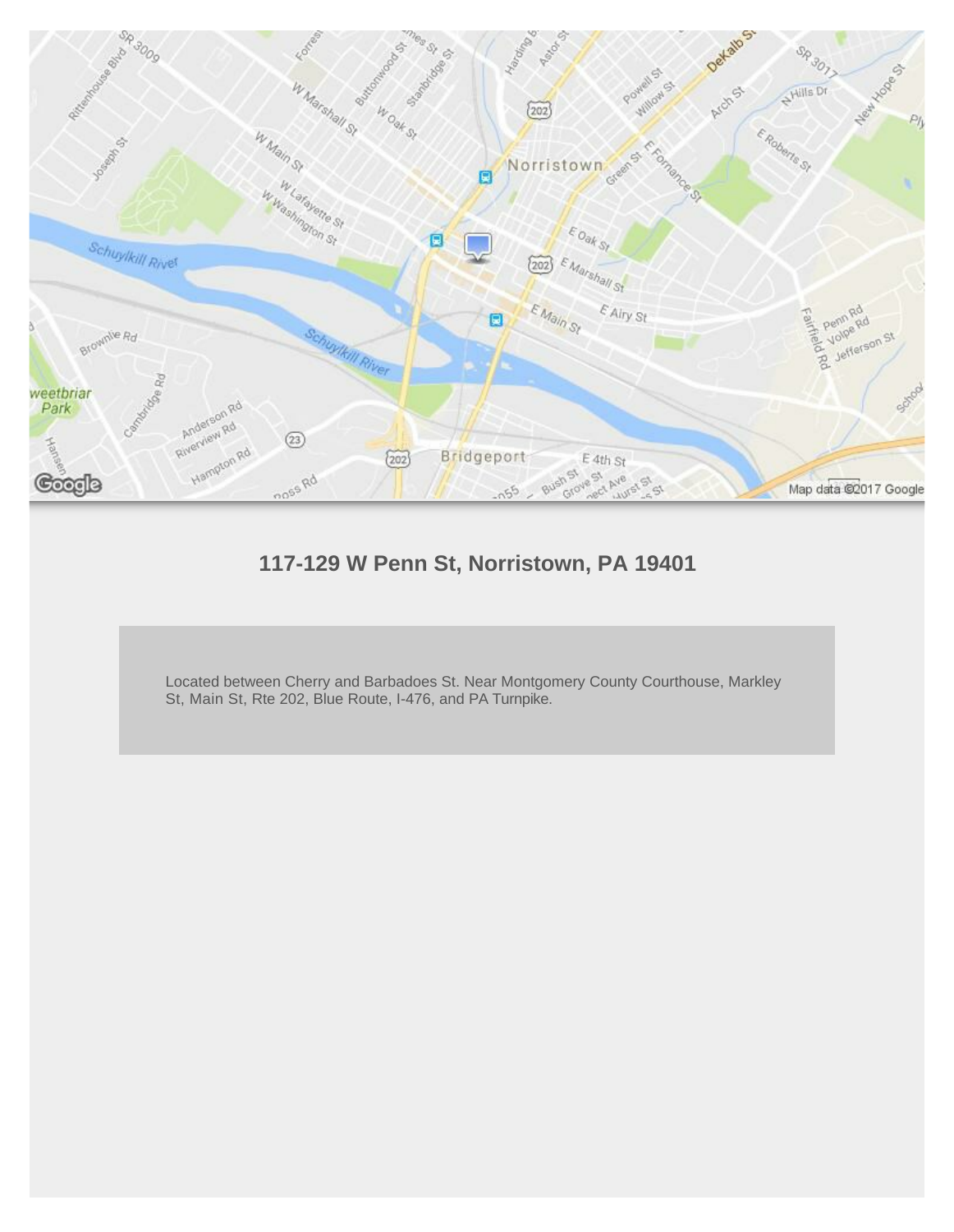## 117-129 W Penn St, Norristown, PA 19401

Located between Cherry and Barbadoes St. Near Montgomery County Courthouse, Markley St, Main St, Rte 202, Blue Route, I-476, and PA Turnpike.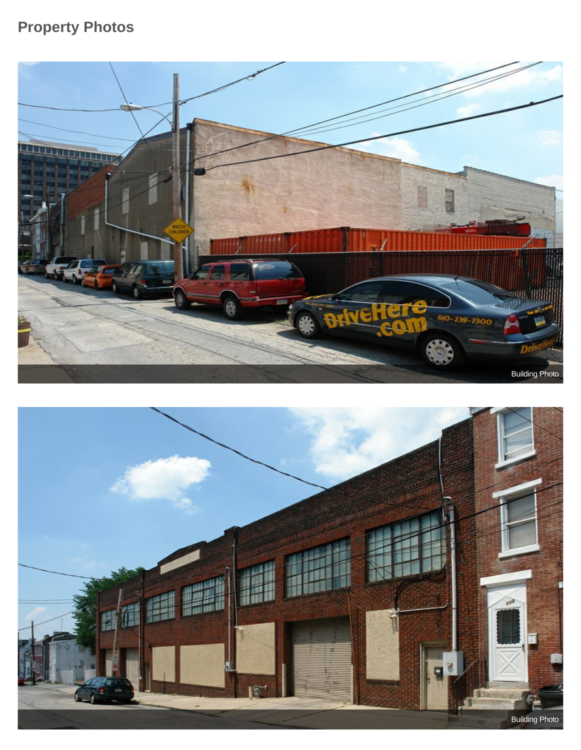## Property Photos

Building Photo

Building Photo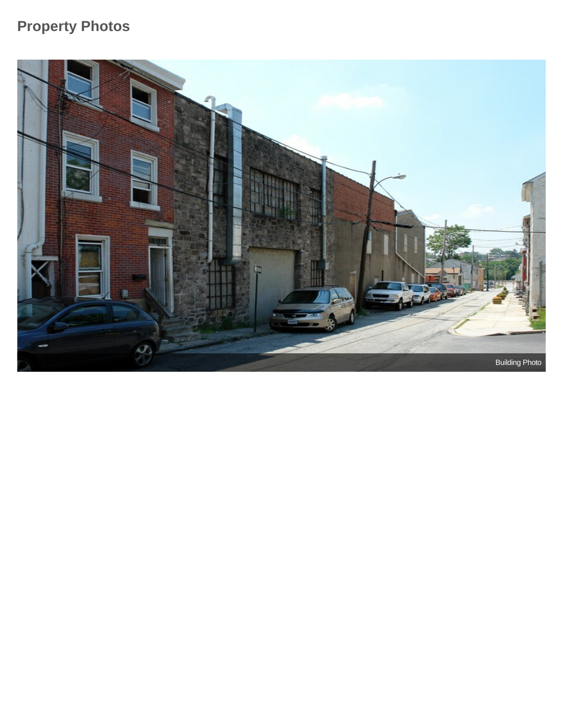## Property Photos

Building Photo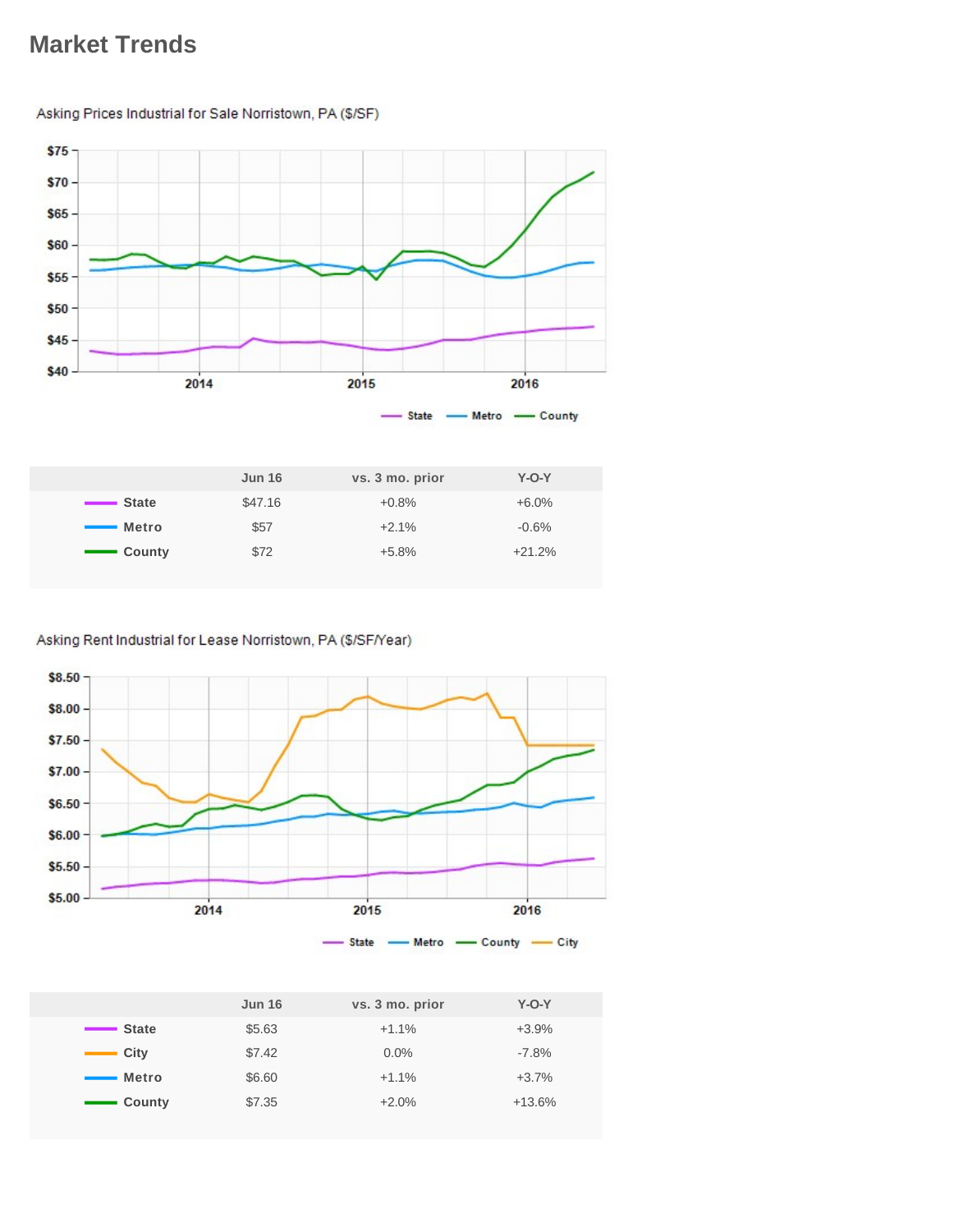## Market Trends

Asking Prices Industrial for Sale Norristown, PA ($/SF)

|  | Jun 16 | vs. 3 mo. prior | Y-O-Y |
|---|---|---|---|
| State | $47.16 | +0.8% | +6.0% |
| Metro | $57 | +2.1% | -0.6% |
| County | $72 | +5.8% | +21.2% |

Asking Rent Industrial for Lease Norristown, PA ($/SF/Year)

|  | Jun 16 | vs. 3 mo. prior | Y-O-Y |
|---|---|---|---|
| State | $5.63 | +1.1% | +3.9% |
| City | $7.42 | 0.0% | -7.8% |
| Metro | $6.60 | +1.1% | +3.7% |
| County | $7.35 | +2.0% | +13.6% |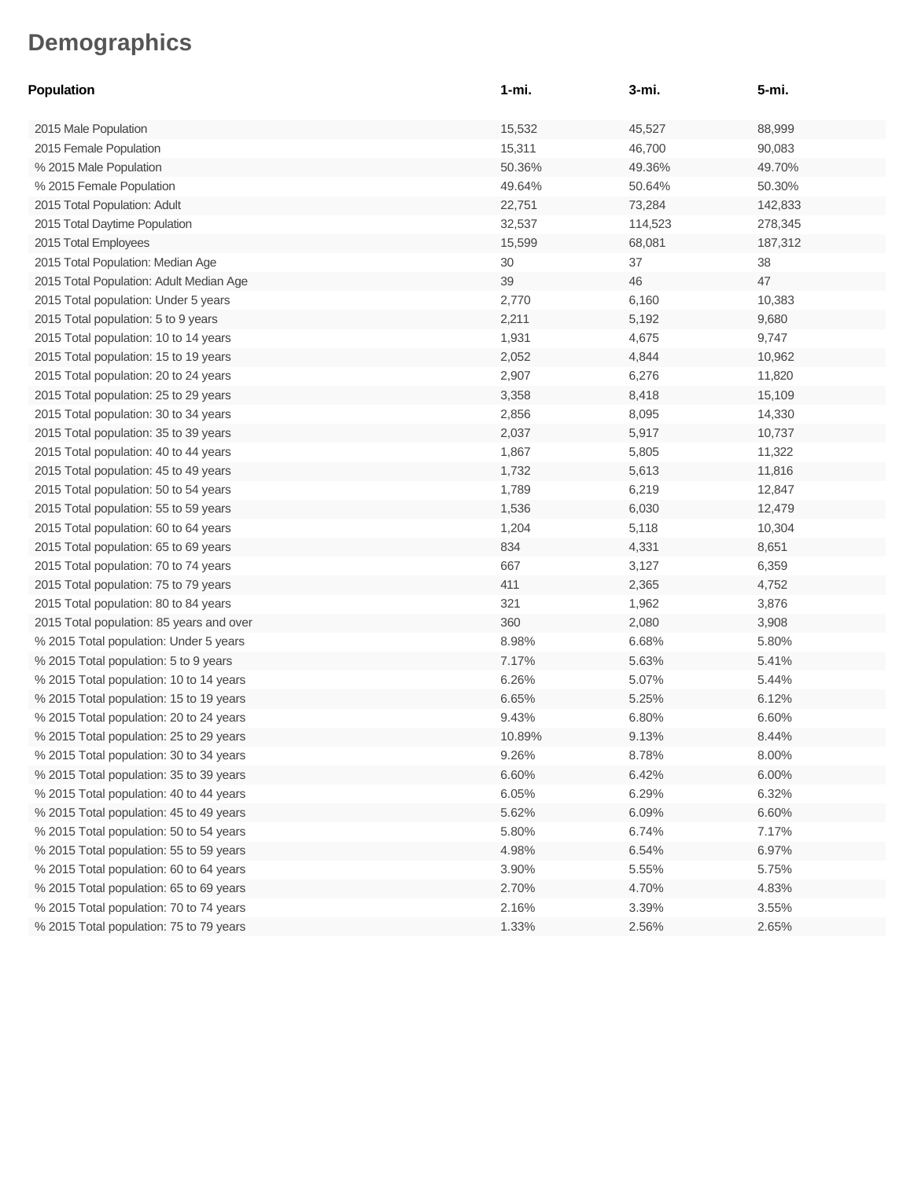# Demographics

| Population | 1-mi. | 3-mi. | 5-mi. |
|---|---|---|---|
| 2015 Male Population | 15,532 | 45,527 | 88,999 |
| 2015 Female Population | 15,311 | 46,700 | 90,083 |
| % 2015 Male Population | 50.36% | 49.36% | 49.70% |
| % 2015 Female Population | 49.64% | 50.64% | 50.30% |
| 2015 Total Population: Adult | 22,751 | 73,284 | 142,833 |
| 2015 Total Daytime Population | 32,537 | 114,523 | 278,345 |
| 2015 Total Employees | 15,599 | 68,081 | 187,312 |
| 2015 Total Population: Median Age | 30 | 37 | 38 |
| 2015 Total Population: Adult Median Age | 39 | 46 | 47 |
| 2015 Total population: Under 5 years | 2,770 | 6,160 | 10,383 |
| 2015 Total population: 5 to 9 years | 2,211 | 5,192 | 9,680 |
| 2015 Total population: 10 to 14 years | 1,931 | 4,675 | 9,747 |
| 2015 Total population: 15 to 19 years | 2,052 | 4,844 | 10,962 |
| 2015 Total population: 20 to 24 years | 2,907 | 6,276 | 11,820 |
| 2015 Total population: 25 to 29 years | 3,358 | 8,418 | 15,109 |
| 2015 Total population: 30 to 34 years | 2,856 | 8,095 | 14,330 |
| 2015 Total population: 35 to 39 years | 2,037 | 5,917 | 10,737 |
| 2015 Total population: 40 to 44 years | 1,867 | 5,805 | 11,322 |
| 2015 Total population: 45 to 49 years | 1,732 | 5,613 | 11,816 |
| 2015 Total population: 50 to 54 years | 1,789 | 6,219 | 12,847 |
| 2015 Total population: 55 to 59 years | 1,536 | 6,030 | 12,479 |
| 2015 Total population: 60 to 64 years | 1,204 | 5,118 | 10,304 |
| 2015 Total population: 65 to 69 years | 834 | 4,331 | 8,651 |
| 2015 Total population: 70 to 74 years | 667 | 3,127 | 6,359 |
| 2015 Total population: 75 to 79 years | 411 | 2,365 | 4,752 |
| 2015 Total population: 80 to 84 years | 321 | 1,962 | 3,876 |
| 2015 Total population: 85 years and over | 360 | 2,080 | 3,908 |
| % 2015 Total population: Under 5 years | 8.98% | 6.68% | 5.80% |
| % 2015 Total population: 5 to 9 years | 7.17% | 5.63% | 5.41% |
| % 2015 Total population: 10 to 14 years | 6.26% | 5.07% | 5.44% |
| % 2015 Total population: 15 to 19 years | 6.65% | 5.25% | 6.12% |
| % 2015 Total population: 20 to 24 years | 9.43% | 6.80% | 6.60% |
| % 2015 Total population: 25 to 29 years | 10.89% | 9.13% | 8.44% |
| % 2015 Total population: 30 to 34 years | 9.26% | 8.78% | 8.00% |
| % 2015 Total population: 35 to 39 years | 6.60% | 6.42% | 6.00% |
| % 2015 Total population: 40 to 44 years | 6.05% | 6.29% | 6.32% |
| % 2015 Total population: 45 to 49 years | 5.62% | 6.09% | 6.60% |
| % 2015 Total population: 50 to 54 years | 5.80% | 6.74% | 7.17% |
| % 2015 Total population: 55 to 59 years | 4.98% | 6.54% | 6.97% |
| % 2015 Total population: 60 to 64 years | 3.90% | 5.55% | 5.75% |
| % 2015 Total population: 65 to 69 years | 2.70% | 4.70% | 4.83% |
| % 2015 Total population: 70 to 74 years | 2.16% | 3.39% | 3.55% |
| % 2015 Total population: 75 to 79 years | 1.33% | 2.56% | 2.65% |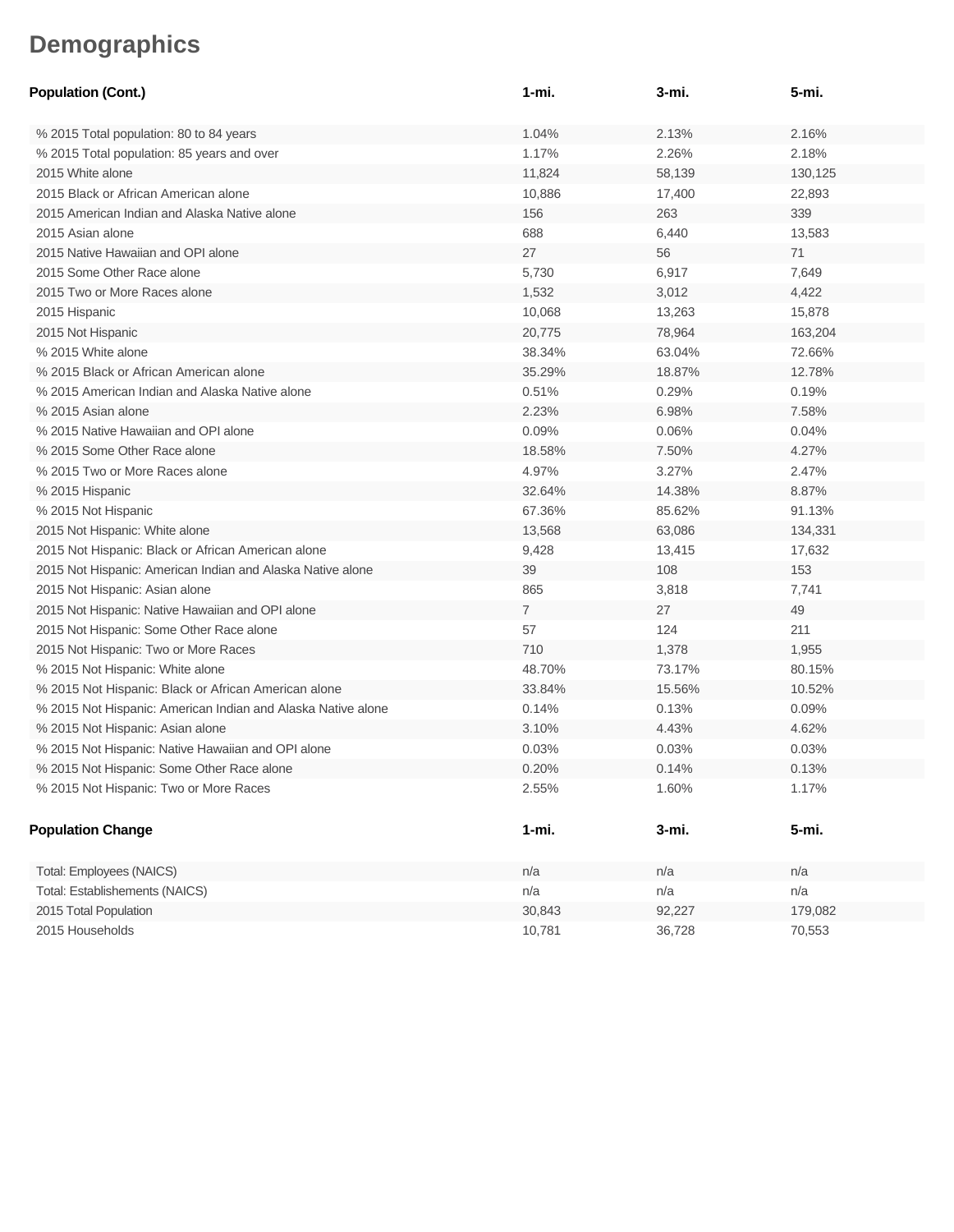# Demographics

| Population (Cont.) | 1-mi. | 3-mi. | 5-mi. |
| --- | --- | --- | --- |
| % 2015 Total population: 80 to 84 years | 1.04% | 2.13% | 2.16% |
| % 2015 Total population: 85 years and over | 1.17% | 2.26% | 2.18% |
| 2015 White alone | 11,824 | 58,139 | 130,125 |
| 2015 Black or African American alone | 10,886 | 17,400 | 22,893 |
| 2015 American Indian and Alaska Native alone | 156 | 263 | 339 |
| 2015 Asian alone | 688 | 6,440 | 13,583 |
| 2015 Native Hawaiian and OPI alone | 27 | 56 | 71 |
| 2015 Some Other Race alone | 5,730 | 6,917 | 7,649 |
| 2015 Two or More Races alone | 1,532 | 3,012 | 4,422 |
| 2015 Hispanic | 10,068 | 13,263 | 15,878 |
| 2015 Not Hispanic | 20,775 | 78,964 | 163,204 |
| % 2015 White alone | 38.34% | 63.04% | 72.66% |
| % 2015 Black or African American alone | 35.29% | 18.87% | 12.78% |
| % 2015 American Indian and Alaska Native alone | 0.51% | 0.29% | 0.19% |
| % 2015 Asian alone | 2.23% | 6.98% | 7.58% |
| % 2015 Native Hawaiian and OPI alone | 0.09% | 0.06% | 0.04% |
| % 2015 Some Other Race alone | 18.58% | 7.50% | 4.27% |
| % 2015 Two or More Races alone | 4.97% | 3.27% | 2.47% |
| % 2015 Hispanic | 32.64% | 14.38% | 8.87% |
| % 2015 Not Hispanic | 67.36% | 85.62% | 91.13% |
| 2015 Not Hispanic: White alone | 13,568 | 63,086 | 134,331 |
| 2015 Not Hispanic: Black or African American alone | 9,428 | 13,415 | 17,632 |
| 2015 Not Hispanic: American Indian and Alaska Native alone | 39 | 108 | 153 |
| 2015 Not Hispanic: Asian alone | 865 | 3,818 | 7,741 |
| 2015 Not Hispanic: Native Hawaiian and OPI alone | 7 | 27 | 49 |
| 2015 Not Hispanic: Some Other Race alone | 57 | 124 | 211 |
| 2015 Not Hispanic: Two or More Races | 710 | 1,378 | 1,955 |
| % 2015 Not Hispanic: White alone | 48.70% | 73.17% | 80.15% |
| % 2015 Not Hispanic: Black or African American alone | 33.84% | 15.56% | 10.52% |
| % 2015 Not Hispanic: American Indian and Alaska Native alone | 0.14% | 0.13% | 0.09% |
| % 2015 Not Hispanic: Asian alone | 3.10% | 4.43% | 4.62% |
| % 2015 Not Hispanic: Native Hawaiian and OPI alone | 0.03% | 0.03% | 0.03% |
| % 2015 Not Hispanic: Some Other Race alone | 0.20% | 0.14% | 0.13% |
| % 2015 Not Hispanic: Two or More Races | 2.55% | 1.60% | 1.17% |

| Population Change | 1-mi. | 3-mi. | 5-mi. |
| --- | --- | --- | --- |
| Total: Employees (NAICS) | n/a | n/a | n/a |
| Total: Establishements (NAICS) | n/a | n/a | n/a |
| 2015 Total Population | 30,843 | 92,227 | 179,082 |
| 2015 Households | 10,781 | 36,728 | 70,553 |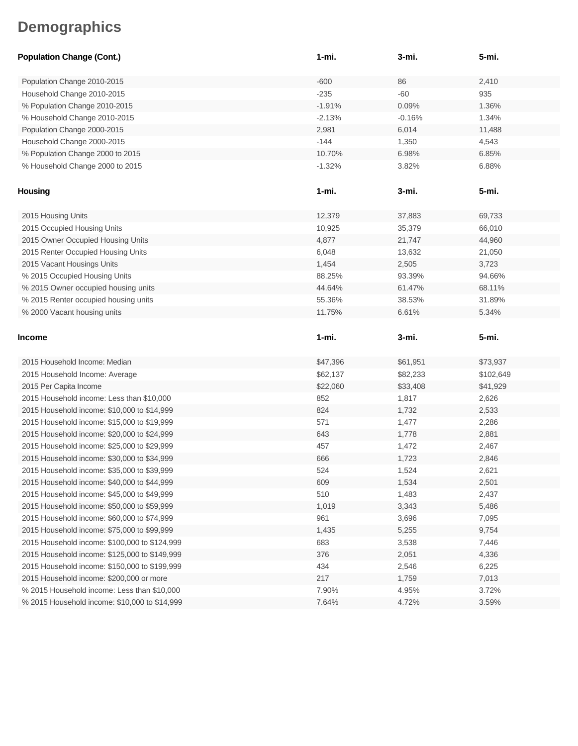# Demographics

| Population Change (Cont.) | 1-mi. | 3-mi. | 5-mi. |
|---|---|---|---|
| Population Change 2010-2015 | -600 | 86 | 2,410 |
| Household Change 2010-2015 | -235 | -60 | 935 |
| % Population Change 2010-2015 | -1.91% | 0.09% | 1.36% |
| % Household Change 2010-2015 | -2.13% | -0.16% | 1.34% |
| Population Change 2000-2015 | 2,981 | 6,014 | 11,488 |
| Household Change 2000-2015 | -144 | 1,350 | 4,543 |
| % Population Change 2000 to 2015 | 10.70% | 6.98% | 6.85% |
| % Household Change 2000 to 2015 | -1.32% | 3.82% | 6.88% |

| Housing | 1-mi. | 3-mi. | 5-mi. |
|---|---|---|---|
| 2015 Housing Units | 12,379 | 37,883 | 69,733 |
| 2015 Occupied Housing Units | 10,925 | 35,379 | 66,010 |
| 2015 Owner Occupied Housing Units | 4,877 | 21,747 | 44,960 |
| 2015 Renter Occupied Housing Units | 6,048 | 13,632 | 21,050 |
| 2015 Vacant Housings Units | 1,454 | 2,505 | 3,723 |
| % 2015 Occupied Housing Units | 88.25% | 93.39% | 94.66% |
| % 2015 Owner occupied housing units | 44.64% | 61.47% | 68.11% |
| % 2015 Renter occupied housing units | 55.36% | 38.53% | 31.89% |
| % 2000 Vacant housing units | 11.75% | 6.61% | 5.34% |

| Income | 1-mi. | 3-mi. | 5-mi. |
|---|---|---|---|
| 2015 Household Income: Median | $47,396 | $61,951 | $73,937 |
| 2015 Household Income: Average | $62,137 | $82,233 | $102,649 |
| 2015 Per Capita Income | $22,060 | $33,408 | $41,929 |
| 2015 Household income: Less than $10,000 | 852 | 1,817 | 2,626 |
| 2015 Household income: $10,000 to $14,999 | 824 | 1,732 | 2,533 |
| 2015 Household income: $15,000 to $19,999 | 571 | 1,477 | 2,286 |
| 2015 Household income: $20,000 to $24,999 | 643 | 1,778 | 2,881 |
| 2015 Household income: $25,000 to $29,999 | 457 | 1,472 | 2,467 |
| 2015 Household income: $30,000 to $34,999 | 666 | 1,723 | 2,846 |
| 2015 Household income: $35,000 to $39,999 | 524 | 1,524 | 2,621 |
| 2015 Household income: $40,000 to $44,999 | 609 | 1,534 | 2,501 |
| 2015 Household income: $45,000 to $49,999 | 510 | 1,483 | 2,437 |
| 2015 Household income: $50,000 to $59,999 | 1,019 | 3,343 | 5,486 |
| 2015 Household income: $60,000 to $74,999 | 961 | 3,696 | 7,095 |
| 2015 Household income: $75,000 to $99,999 | 1,435 | 5,255 | 9,754 |
| 2015 Household income: $100,000 to $124,999 | 683 | 3,538 | 7,446 |
| 2015 Household income: $125,000 to $149,999 | 376 | 2,051 | 4,336 |
| 2015 Household income: $150,000 to $199,999 | 434 | 2,546 | 6,225 |
| 2015 Household income: $200,000 or more | 217 | 1,759 | 7,013 |
| % 2015 Household income: Less than $10,000 | 7.90% | 4.95% | 3.72% |
| % 2015 Household income: $10,000 to $14,999 | 7.64% | 4.72% | 3.59% |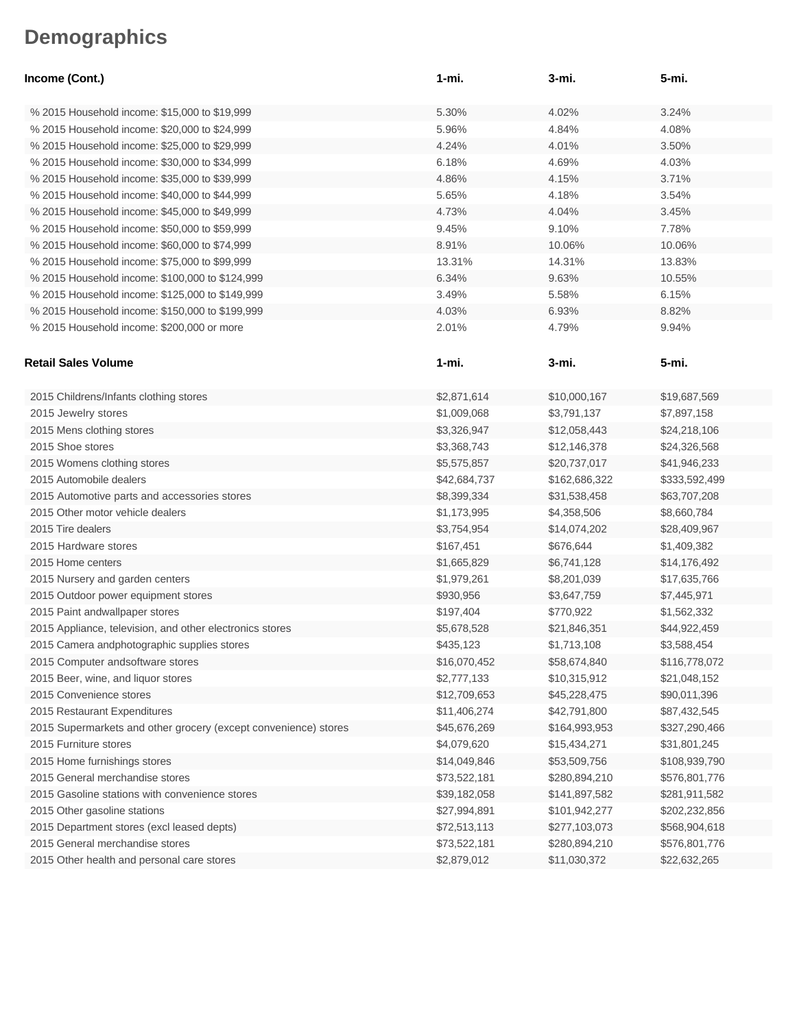# Demographics

| Income (Cont.) | 1-mi. | 3-mi. | 5-mi. |
|---|---|---|---|
| % 2015 Household income: $15,000 to $19,999 | 5.30% | 4.02% | 3.24% |
| % 2015 Household income: $20,000 to $24,999 | 5.96% | 4.84% | 4.08% |
| % 2015 Household income: $25,000 to $29,999 | 4.24% | 4.01% | 3.50% |
| % 2015 Household income: $30,000 to $34,999 | 6.18% | 4.69% | 4.03% |
| % 2015 Household income: $35,000 to $39,999 | 4.86% | 4.15% | 3.71% |
| % 2015 Household income: $40,000 to $44,999 | 5.65% | 4.18% | 3.54% |
| % 2015 Household income: $45,000 to $49,999 | 4.73% | 4.04% | 3.45% |
| % 2015 Household income: $50,000 to $59,999 | 9.45% | 9.10% | 7.78% |
| % 2015 Household income: $60,000 to $74,999 | 8.91% | 10.06% | 10.06% |
| % 2015 Household income: $75,000 to $99,999 | 13.31% | 14.31% | 13.83% |
| % 2015 Household income: $100,000 to $124,999 | 6.34% | 9.63% | 10.55% |
| % 2015 Household income: $125,000 to $149,999 | 3.49% | 5.58% | 6.15% |
| % 2015 Household income: $150,000 to $199,999 | 4.03% | 6.93% | 8.82% |
| % 2015 Household income: $200,000 or more | 2.01% | 4.79% | 9.94% |

| Retail Sales Volume | 1-mi. | 3-mi. | 5-mi. |
|---|---|---|---|
| 2015 Childrens/Infants clothing stores | $2,871,614 | $10,000,167 | $19,687,569 |
| 2015 Jewelry stores | $1,009,068 | $3,791,137 | $7,897,158 |
| 2015 Mens clothing stores | $3,326,947 | $12,058,443 | $24,218,106 |
| 2015 Shoe stores | $3,368,743 | $12,146,378 | $24,326,568 |
| 2015 Womens clothing stores | $5,575,857 | $20,737,017 | $41,946,233 |
| 2015 Automobile dealers | $42,684,737 | $162,686,322 | $333,592,499 |
| 2015 Automotive parts and accessories stores | $8,399,334 | $31,538,458 | $63,707,208 |
| 2015 Other motor vehicle dealers | $1,173,995 | $4,358,506 | $8,660,784 |
| 2015 Tire dealers | $3,754,954 | $14,074,202 | $28,409,967 |
| 2015 Hardware stores | $167,451 | $676,644 | $1,409,382 |
| 2015 Home centers | $1,665,829 | $6,741,128 | $14,176,492 |
| 2015 Nursery and garden centers | $1,979,261 | $8,201,039 | $17,635,766 |
| 2015 Outdoor power equipment stores | $930,956 | $3,647,759 | $7,445,971 |
| 2015 Paint andwallpaper stores | $197,404 | $770,922 | $1,562,332 |
| 2015 Appliance, television, and other electronics stores | $5,678,528 | $21,846,351 | $44,922,459 |
| 2015 Camera andphotographic supplies stores | $435,123 | $1,713,108 | $3,588,454 |
| 2015 Computer andsoftware stores | $16,070,452 | $58,674,840 | $116,778,072 |
| 2015 Beer, wine, and liquor stores | $2,777,133 | $10,315,912 | $21,048,152 |
| 2015 Convenience stores | $12,709,653 | $45,228,475 | $90,011,396 |
| 2015 Restaurant Expenditures | $11,406,274 | $42,791,800 | $87,432,545 |
| 2015 Supermarkets and other grocery (except convenience) stores | $45,676,269 | $164,993,953 | $327,290,466 |
| 2015 Furniture stores | $4,079,620 | $15,434,271 | $31,801,245 |
| 2015 Home furnishings stores | $14,049,846 | $53,509,756 | $108,939,790 |
| 2015 General merchandise stores | $73,522,181 | $280,894,210 | $576,801,776 |
| 2015 Gasoline stations with convenience stores | $39,182,058 | $141,897,582 | $281,911,582 |
| 2015 Other gasoline stations | $27,994,891 | $101,942,277 | $202,232,856 |
| 2015 Department stores (excl leased depts) | $72,513,113 | $277,103,073 | $568,904,618 |
| 2015 General merchandise stores | $73,522,181 | $280,894,210 | $576,801,776 |
| 2015 Other health and personal care stores | $2,879,012 | $11,030,372 | $22,632,265 |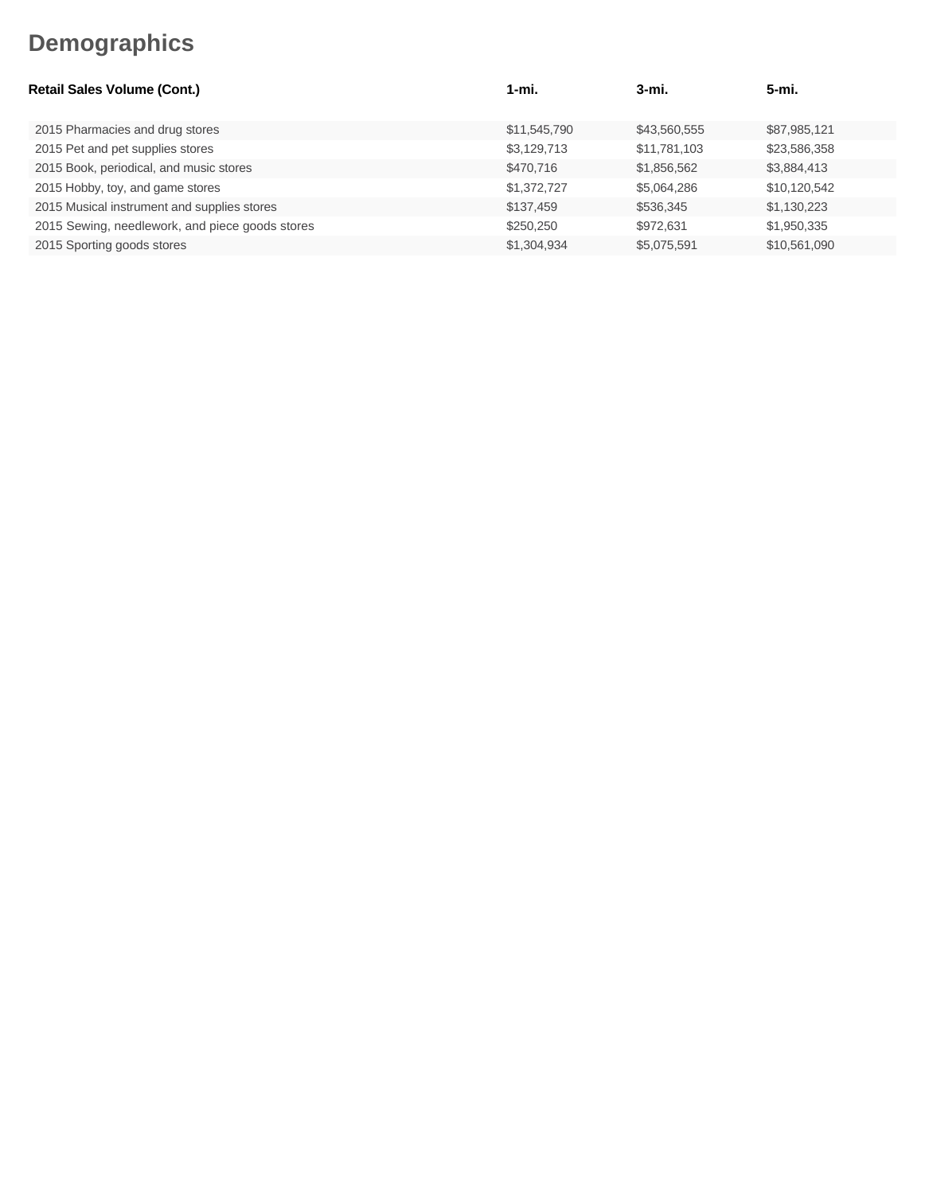# Demographics

| Retail Sales Volume (Cont.) | 1-mi. | 3-mi. | 5-mi. |
|---|---|---|---|
| 2015 Pharmacies and drug stores | $11,545,790 | $43,560,555 | $87,985,121 |
| 2015 Pet and pet supplies stores | $3,129,713 | $11,781,103 | $23,586,358 |
| 2015 Book, periodical, and music stores | $470,716 | $1,856,562 | $3,884,413 |
| 2015 Hobby, toy, and game stores | $1,372,727 | $5,064,286 | $10,120,542 |
| 2015 Musical instrument and supplies stores | $137,459 | $536,345 | $1,130,223 |
| 2015 Sewing, needlework, and piece goods stores | $250,250 | $972,631 | $1,950,335 |
| 2015 Sporting goods stores | $1,304,934 | $5,075,591 | $10,561,090 |